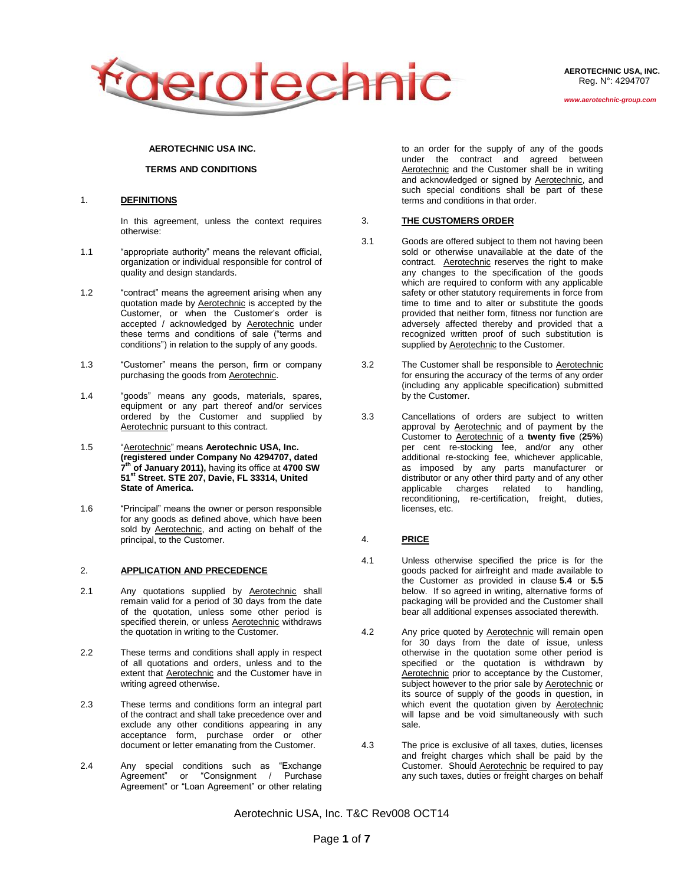AEROTECHNIC USA, INC.
Reg. N°: 4294707

www.aerotechnic-group.com

# AEROTECHNIC USA INC.

## TERMS AND CONDITIONS

## 1. DEFINITIONS

In this agreement, unless the context requires otherwise:

1.1 "appropriate authority" means the relevant official, organization or individual responsible for control of quality and design standards.

1.2 "contract" means the agreement arising when any quotation made by Aerotechnic is accepted by the Customer, or when the Customer's order is accepted / acknowledged by Aerotechnic under these terms and conditions of sale ("terms and conditions") in relation to the supply of any goods.

1.3 "Customer" means the person, firm or company purchasing the goods from Aerotechnic.

1.4 "goods" means any goods, materials, spares, equipment or any part thereof and/or services ordered by the Customer and supplied by Aerotechnic pursuant to this contract.

1.5 "Aerotechnic" means **Aerotechnic USA, Inc. (registered under Company No 4294707, dated 7th of January 2011),** having its office at **4700 SW 51st Street. STE 207, Davie, FL 33314, United State of America.**

1.6 "Principal" means the owner or person responsible for any goods as defined above, which have been sold by Aerotechnic, and acting on behalf of the principal, to the Customer.

## 2. APPLICATION AND PRECEDENCE

2.1 Any quotations supplied by Aerotechnic shall remain valid for a period of 30 days from the date of the quotation, unless some other period is specified therein, or unless Aerotechnic withdraws the quotation in writing to the Customer.

2.2 These terms and conditions shall apply in respect of all quotations and orders, unless and to the extent that Aerotechnic and the Customer have in writing agreed otherwise.

2.3 These terms and conditions form an integral part of the contract and shall take precedence over and exclude any other conditions appearing in any acceptance form, purchase order or other document or letter emanating from the Customer.

2.4 Any special conditions such as "Exchange Agreement" or "Consignment / Purchase Agreement" or "Loan Agreement" or other relating to an order for the supply of any of the goods under the contract and agreed between Aerotechnic and the Customer shall be in writing and acknowledged or signed by Aerotechnic, and such special conditions shall be part of these terms and conditions in that order.

## 3. THE CUSTOMERS ORDER

3.1 Goods are offered subject to them not having been sold or otherwise unavailable at the date of the contract. Aerotechnic reserves the right to make any changes to the specification of the goods which are required to conform with any applicable safety or other statutory requirements in force from time to time and to alter or substitute the goods provided that neither form, fitness nor function are adversely affected thereby and provided that a recognized written proof of such substitution is supplied by Aerotechnic to the Customer.

3.2 The Customer shall be responsible to Aerotechnic for ensuring the accuracy of the terms of any order (including any applicable specification) submitted by the Customer.

3.3 Cancellations of orders are subject to written approval by Aerotechnic and of payment by the Customer to Aerotechnic of a **twenty five** (**25%**) per cent re-stocking fee, and/or any other additional re-stocking fee, whichever applicable, as imposed by any parts manufacturer or distributor or any other third party and of any other applicable charges related to handling, reconditioning, re-certification, freight, duties, licenses, etc.

## 4. PRICE

4.1 Unless otherwise specified the price is for the goods packed for airfreight and made available to the Customer as provided in clause **5.4** or **5.5** below. If so agreed in writing, alternative forms of packaging will be provided and the Customer shall bear all additional expenses associated therewith.

4.2 Any price quoted by Aerotechnic will remain open for 30 days from the date of issue, unless otherwise in the quotation some other period is specified or the quotation is withdrawn by Aerotechnic prior to acceptance by the Customer, subject however to the prior sale by Aerotechnic or its source of supply of the goods in question, in which event the quotation given by Aerotechnic will lapse and be void simultaneously with such sale.

4.3 The price is exclusive of all taxes, duties, licenses and freight charges which shall be paid by the Customer. Should Aerotechnic be required to pay any such taxes, duties or freight charges on behalf

Aerotechnic USA, Inc. T&C Rev008 OCT14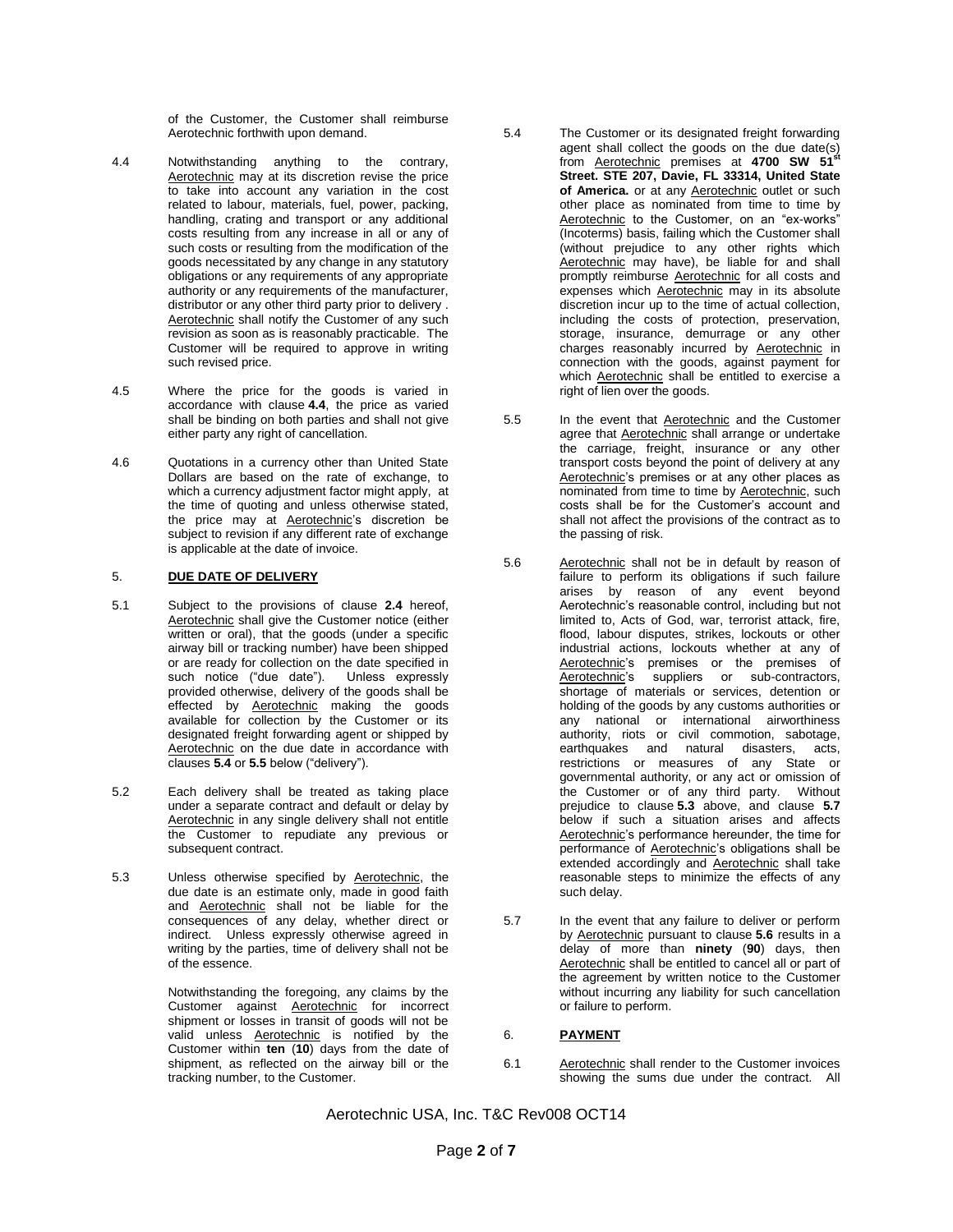of the Customer, the Customer shall reimburse Aerotechnic forthwith upon demand.

4.4 Notwithstanding anything to the contrary, Aerotechnic may at its discretion revise the price to take into account any variation in the cost related to labour, materials, fuel, power, packing, handling, crating and transport or any additional costs resulting from any increase in all or any of such costs or resulting from the modification of the goods necessitated by any change in any statutory obligations or any requirements of any appropriate authority or any requirements of the manufacturer, distributor or any other third party prior to delivery . Aerotechnic shall notify the Customer of any such revision as soon as is reasonably practicable. The Customer will be required to approve in writing such revised price.

4.5 Where the price for the goods is varied in accordance with clause **4.4**, the price as varied shall be binding on both parties and shall not give either party any right of cancellation.

4.6 Quotations in a currency other than United State Dollars are based on the rate of exchange, to which a currency adjustment factor might apply, at the time of quoting and unless otherwise stated, the price may at Aerotechnic's discretion be subject to revision if any different rate of exchange is applicable at the date of invoice.

## 5. DUE DATE OF DELIVERY

5.1 Subject to the provisions of clause **2.4** hereof, Aerotechnic shall give the Customer notice (either written or oral), that the goods (under a specific airway bill or tracking number) have been shipped or are ready for collection on the date specified in such notice ("due date"). Unless expressly provided otherwise, delivery of the goods shall be effected by Aerotechnic making the goods available for collection by the Customer or its designated freight forwarding agent or shipped by Aerotechnic on the due date in accordance with clauses **5.4** or **5.5** below ("delivery").

5.2 Each delivery shall be treated as taking place under a separate contract and default or delay by Aerotechnic in any single delivery shall not entitle the Customer to repudiate any previous or subsequent contract.

5.3 Unless otherwise specified by Aerotechnic, the due date is an estimate only, made in good faith and Aerotechnic shall not be liable for the consequences of any delay, whether direct or indirect. Unless expressly otherwise agreed in writing by the parties, time of delivery shall not be of the essence.

Notwithstanding the foregoing, any claims by the Customer against Aerotechnic for incorrect shipment or losses in transit of goods will not be valid unless Aerotechnic is notified by the Customer within **ten** (**10**) days from the date of shipment, as reflected on the airway bill or the tracking number, to the Customer.

5.4 The Customer or its designated freight forwarding agent shall collect the goods on the due date(s) from Aerotechnic premises at **4700 SW 51st Street. STE 207, Davie, FL 33314, United State of America.** or at any Aerotechnic outlet or such other place as nominated from time to time by Aerotechnic to the Customer, on an "ex-works" (Incoterms) basis, failing which the Customer shall (without prejudice to any other rights which Aerotechnic may have), be liable for and shall promptly reimburse Aerotechnic for all costs and expenses which Aerotechnic may in its absolute discretion incur up to the time of actual collection, including the costs of protection, preservation, storage, insurance, demurrage or any other charges reasonably incurred by Aerotechnic in connection with the goods, against payment for which Aerotechnic shall be entitled to exercise a right of lien over the goods.

5.5 In the event that Aerotechnic and the Customer agree that Aerotechnic shall arrange or undertake the carriage, freight, insurance or any other transport costs beyond the point of delivery at any Aerotechnic's premises or at any other places as nominated from time to time by Aerotechnic, such costs shall be for the Customer's account and shall not affect the provisions of the contract as to the passing of risk.

5.6 Aerotechnic shall not be in default by reason of failure to perform its obligations if such failure arises by reason of any event beyond Aerotechnic's reasonable control, including but not limited to, Acts of God, war, terrorist attack, fire, flood, labour disputes, strikes, lockouts or other industrial actions, lockouts whether at any of Aerotechnic's premises or the premises of Aerotechnic's suppliers or sub-contractors, shortage of materials or services, detention or holding of the goods by any customs authorities or any national or international airworthiness authority, riots or civil commotion, sabotage, earthquakes and natural disasters, acts, restrictions or measures of any State or governmental authority, or any act or omission of the Customer or of any third party. Without prejudice to clause **5.3** above, and clause **5.7** below if such a situation arises and affects Aerotechnic's performance hereunder, the time for performance of Aerotechnic's obligations shall be extended accordingly and Aerotechnic shall take reasonable steps to minimize the effects of any such delay.

5.7 In the event that any failure to deliver or perform by Aerotechnic pursuant to clause **5.6** results in a delay of more than **ninety** (**90**) days, then Aerotechnic shall be entitled to cancel all or part of the agreement by written notice to the Customer without incurring any liability for such cancellation or failure to perform.

## 6. PAYMENT

6.1 Aerotechnic shall render to the Customer invoices showing the sums due under the contract. All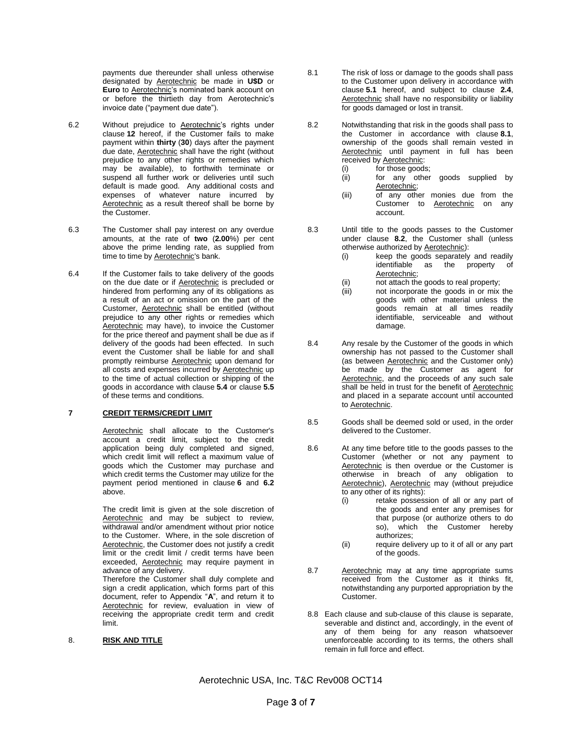payments due thereunder shall unless otherwise designated by Aerotechnic be made in **U$D** or **Euro** to Aerotechnic's nominated bank account on or before the thirtieth day from Aerotechnic's invoice date ("payment due date").

6.2 Without prejudice to Aerotechnic's rights under clause **12** hereof, if the Customer fails to make payment within **thirty** (**30**) days after the payment due date, Aerotechnic shall have the right (without prejudice to any other rights or remedies which may be available), to forthwith terminate or suspend all further work or deliveries until such default is made good. Any additional costs and expenses of whatever nature incurred by Aerotechnic as a result thereof shall be borne by the Customer.

6.3 The Customer shall pay interest on any overdue amounts, at the rate of **two** (**2.00**%) per cent above the prime lending rate, as supplied from time to time by Aerotechnic's bank.

6.4 If the Customer fails to take delivery of the goods on the due date or if Aerotechnic is precluded or hindered from performing any of its obligations as a result of an act or omission on the part of the Customer, Aerotechnic shall be entitled (without prejudice to any other rights or remedies which Aerotechnic may have), to invoice the Customer for the price thereof and payment shall be due as if delivery of the goods had been effected. In such event the Customer shall be liable for and shall promptly reimburse Aerotechnic upon demand for all costs and expenses incurred by Aerotechnic up to the time of actual collection or shipping of the goods in accordance with clause **5.4** or clause **5.5** of these terms and conditions.

## 7 CREDIT TERMS/CREDIT LIMIT

Aerotechnic shall allocate to the Customer's account a credit limit, subject to the credit application being duly completed and signed, which credit limit will reflect a maximum value of goods which the Customer may purchase and which credit terms the Customer may utilize for the payment period mentioned in clause **6** and **6.2** above.

The credit limit is given at the sole discretion of Aerotechnic and may be subject to review, withdrawal and/or amendment without prior notice to the Customer. Where, in the sole discretion of Aerotechnic, the Customer does not justify a credit limit or the credit limit / credit terms have been exceeded, Aerotechnic may require payment in advance of any delivery.

Therefore the Customer shall duly complete and sign a credit application, which forms part of this document, refer to Appendix "**A**", and return it to Aerotechnic for review, evaluation in view of receiving the appropriate credit term and credit limit.

## 8. RISK AND TITLE

8.1 The risk of loss or damage to the goods shall pass to the Customer upon delivery in accordance with clause **5.1** hereof, and subject to clause **2.4**, Aerotechnic shall have no responsibility or liability for goods damaged or lost in transit.

8.2 Notwithstanding that risk in the goods shall pass to the Customer in accordance with clause **8.1**, ownership of the goods shall remain vested in Aerotechnic until payment in full has been received by Aerotechnic:

- (i) for those goods;
- (ii) for any other goods supplied by Aerotechnic;
- (iii) of any other monies due from the Customer to Aerotechnic on any account.

8.3 Until title to the goods passes to the Customer under clause **8.2**, the Customer shall (unless otherwise authorized by Aerotechnic):

- (i) keep the goods separately and readily identifiable as the property of Aerotechnic;
- (ii) not attach the goods to real property;
- (iii) not incorporate the goods in or mix the goods with other material unless the goods remain at all times readily identifiable, serviceable and without damage.

8.4 Any resale by the Customer of the goods in which ownership has not passed to the Customer shall (as between Aerotechnic and the Customer only) be made by the Customer as agent for Aerotechnic, and the proceeds of any such sale shall be held in trust for the benefit of Aerotechnic and placed in a separate account until accounted to Aerotechnic.

8.5 Goods shall be deemed sold or used, in the order delivered to the Customer.

8.6 At any time before title to the goods passes to the Customer (whether or not any payment to Aerotechnic is then overdue or the Customer is otherwise in breach of any obligation to Aerotechnic), Aerotechnic may (without prejudice to any other of its rights):

- (i) retake possession of all or any part of the goods and enter any premises for that purpose (or authorize others to do so), which the Customer hereby authorizes;
- (ii) require delivery up to it of all or any part of the goods.

8.7 Aerotechnic may at any time appropriate sums received from the Customer as it thinks fit, notwithstanding any purported appropriation by the Customer.

8.8 Each clause and sub-clause of this clause is separate, severable and distinct and, accordingly, in the event of any of them being for any reason whatsoever unenforceable according to its terms, the others shall remain in full force and effect.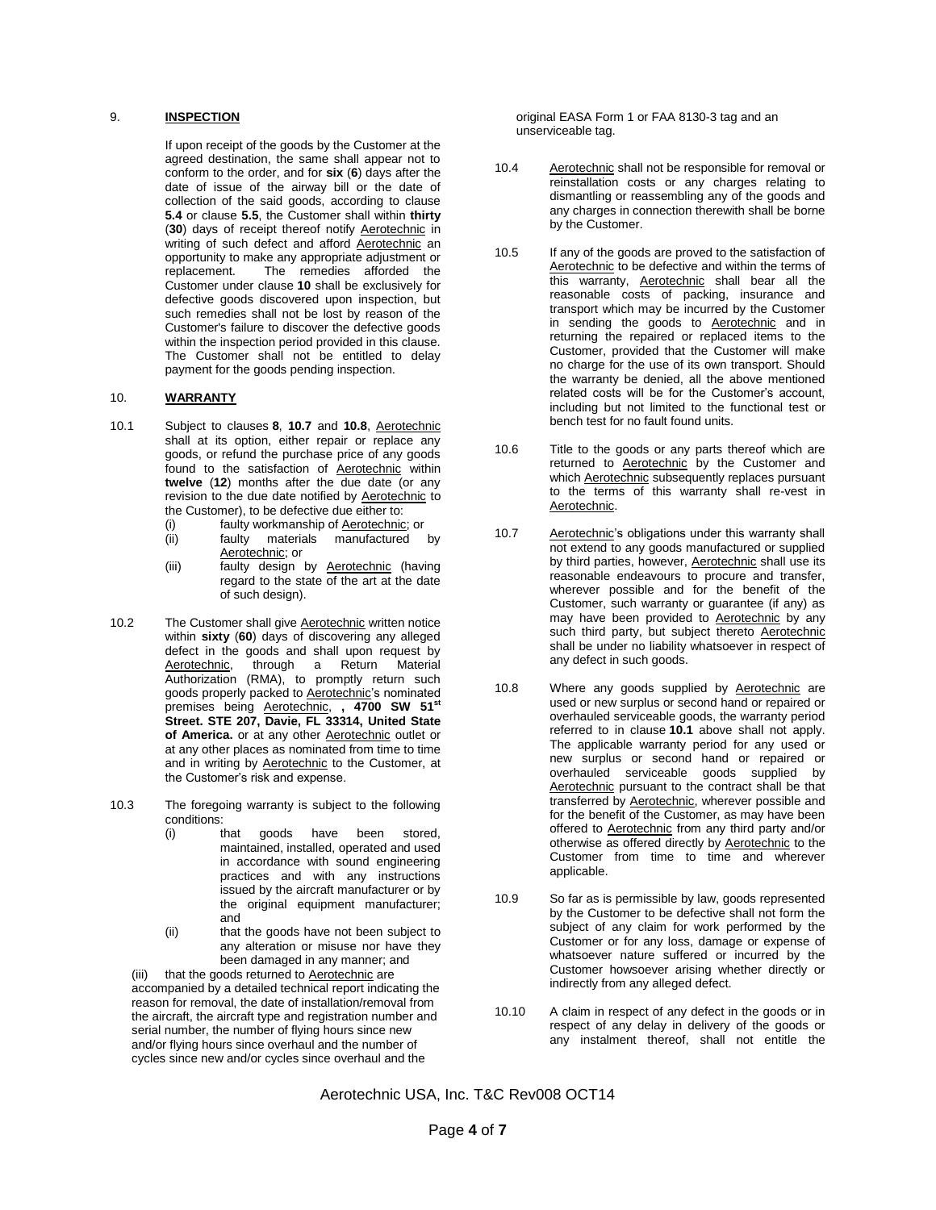## 9. **INSPECTION**

If upon receipt of the goods by the Customer at the agreed destination, the same shall appear not to conform to the order, and for **six** (**6**) days after the date of issue of the airway bill or the date of collection of the said goods, according to clause **5.4** or clause **5.5**, the Customer shall within **thirty** (**30**) days of receipt thereof notify Aerotechnic in writing of such defect and afford Aerotechnic an opportunity to make any appropriate adjustment or replacement. The remedies afforded the Customer under clause **10** shall be exclusively for defective goods discovered upon inspection, but such remedies shall not be lost by reason of the Customer's failure to discover the defective goods within the inspection period provided in this clause. The Customer shall not be entitled to delay payment for the goods pending inspection.

## 10. **WARRANTY**

10.1 Subject to clauses **8**, **10.7** and **10.8**, Aerotechnic shall at its option, either repair or replace any goods, or refund the purchase price of any goods found to the satisfaction of Aerotechnic within **twelve** (**12**) months after the due date (or any revision to the due date notified by Aerotechnic to the Customer), to be defective due either to:

- (i) faulty workmanship of Aerotechnic; or
- (ii) faulty materials manufactured by Aerotechnic; or
- (iii) faulty design by Aerotechnic (having regard to the state of the art at the date of such design).

10.2 The Customer shall give Aerotechnic written notice within **sixty** (**60**) days of discovering any alleged defect in the goods and shall upon request by Aerotechnic, through a Return Material Authorization (RMA), to promptly return such goods properly packed to Aerotechnic's nominated premises being Aerotechnic, **, 4700 SW 51st Street. STE 207, Davie, FL 33314, United State of America.** or at any other Aerotechnic outlet or at any other places as nominated from time to time and in writing by Aerotechnic to the Customer, at the Customer's risk and expense.

10.3 The foregoing warranty is subject to the following conditions:

- (i) that goods have been stored, maintained, installed, operated and used in accordance with sound engineering practices and with any instructions issued by the aircraft manufacturer or by the original equipment manufacturer; and
- (ii) that the goods have not been subject to any alteration or misuse nor have they been damaged in any manner; and
- (iii) that the goods returned to Aerotechnic are accompanied by a detailed technical report indicating the reason for removal, the date of installation/removal from the aircraft, the aircraft type and registration number and serial number, the number of flying hours since new and/or flying hours since overhaul and the number of cycles since new and/or cycles since overhaul and the original EASA Form 1 or FAA 8130-3 tag and an unserviceable tag.

10.4 Aerotechnic shall not be responsible for removal or reinstallation costs or any charges relating to dismantling or reassembling any of the goods and any charges in connection therewith shall be borne by the Customer.

10.5 If any of the goods are proved to the satisfaction of Aerotechnic to be defective and within the terms of this warranty, Aerotechnic shall bear all the reasonable costs of packing, insurance and transport which may be incurred by the Customer in sending the goods to Aerotechnic and in returning the repaired or replaced items to the Customer, provided that the Customer will make no charge for the use of its own transport. Should the warranty be denied, all the above mentioned related costs will be for the Customer's account, including but not limited to the functional test or bench test for no fault found units.

10.6 Title to the goods or any parts thereof which are returned to Aerotechnic by the Customer and which Aerotechnic subsequently replaces pursuant to the terms of this warranty shall re-vest in Aerotechnic.

10.7 Aerotechnic's obligations under this warranty shall not extend to any goods manufactured or supplied by third parties, however, Aerotechnic shall use its reasonable endeavours to procure and transfer, wherever possible and for the benefit of the Customer, such warranty or guarantee (if any) as may have been provided to Aerotechnic by any such third party, but subject thereto Aerotechnic shall be under no liability whatsoever in respect of any defect in such goods.

10.8 Where any goods supplied by Aerotechnic are used or new surplus or second hand or repaired or overhauled serviceable goods, the warranty period referred to in clause **10.1** above shall not apply. The applicable warranty period for any used or new surplus or second hand or repaired or overhauled serviceable goods supplied by Aerotechnic pursuant to the contract shall be that transferred by Aerotechnic, wherever possible and for the benefit of the Customer, as may have been offered to Aerotechnic from any third party and/or otherwise as offered directly by Aerotechnic to the Customer from time to time and wherever applicable.

10.9 So far as is permissible by law, goods represented by the Customer to be defective shall not form the subject of any claim for work performed by the Customer or for any loss, damage or expense of whatsoever nature suffered or incurred by the Customer howsoever arising whether directly or indirectly from any alleged defect.

10.10 A claim in respect of any defect in the goods or in respect of any delay in delivery of the goods or any instalment thereof, shall not entitle the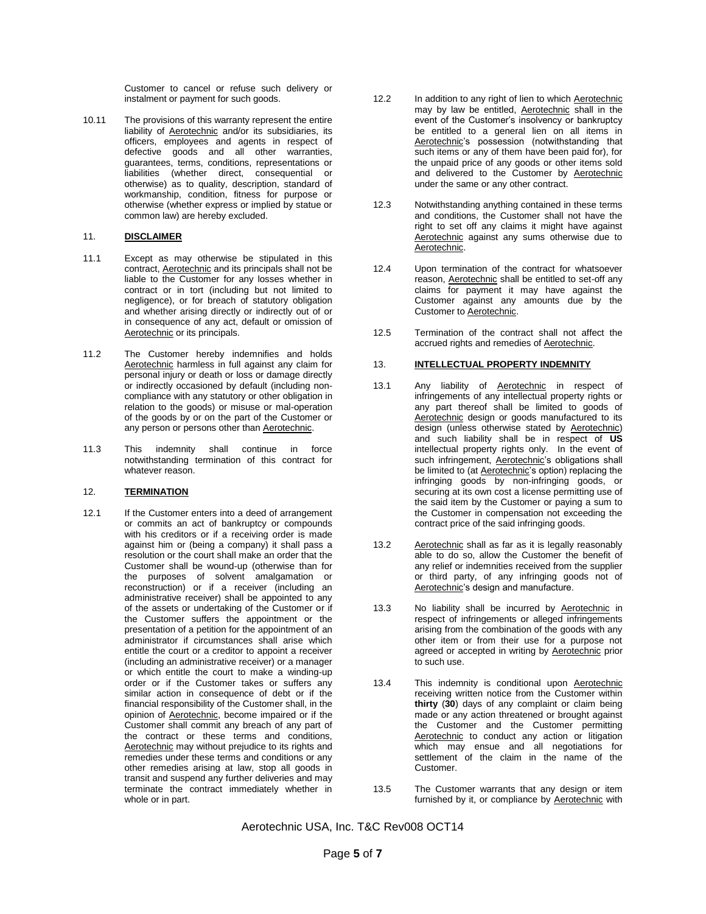Customer to cancel or refuse such delivery or instalment or payment for such goods.

10.11 The provisions of this warranty represent the entire liability of Aerotechnic and/or its subsidiaries, its officers, employees and agents in respect of defective goods and all other warranties, guarantees, terms, conditions, representations or liabilities (whether direct, consequential or otherwise) as to quality, description, standard of workmanship, condition, fitness for purpose or otherwise (whether express or implied by statue or common law) are hereby excluded.

## 11. DISCLAIMER

11.1 Except as may otherwise be stipulated in this contract, Aerotechnic and its principals shall not be liable to the Customer for any losses whether in contract or in tort (including but not limited to negligence), or for breach of statutory obligation and whether arising directly or indirectly out of or in consequence of any act, default or omission of Aerotechnic or its principals.

11.2 The Customer hereby indemnifies and holds Aerotechnic harmless in full against any claim for personal injury or death or loss or damage directly or indirectly occasioned by default (including non-compliance with any statutory or other obligation in relation to the goods) or misuse or mal-operation of the goods by or on the part of the Customer or any person or persons other than Aerotechnic.

11.3 This indemnity shall continue in force notwithstanding termination of this contract for whatever reason.

## 12. TERMINATION

12.1 If the Customer enters into a deed of arrangement or commits an act of bankruptcy or compounds with his creditors or if a receiving order is made against him or (being a company) it shall pass a resolution or the court shall make an order that the Customer shall be wound-up (otherwise than for the purposes of solvent amalgamation or reconstruction) or if a receiver (including an administrative receiver) shall be appointed to any of the assets or undertaking of the Customer or if the Customer suffers the appointment or the presentation of a petition for the appointment of an administrator if circumstances shall arise which entitle the court or a creditor to appoint a receiver (including an administrative receiver) or a manager or which entitle the court to make a winding-up order or if the Customer takes or suffers any similar action in consequence of debt or if the financial responsibility of the Customer shall, in the opinion of Aerotechnic, become impaired or if the Customer shall commit any breach of any part of the contract or these terms and conditions, Aerotechnic may without prejudice to its rights and remedies under these terms and conditions or any other remedies arising at law, stop all goods in transit and suspend any further deliveries and may terminate the contract immediately whether in whole or in part.

12.2 In addition to any right of lien to which Aerotechnic may by law be entitled, Aerotechnic shall in the event of the Customer's insolvency or bankruptcy be entitled to a general lien on all items in Aerotechnic's possession (notwithstanding that such items or any of them have been paid for), for the unpaid price of any goods or other items sold and delivered to the Customer by Aerotechnic under the same or any other contract.

12.3 Notwithstanding anything contained in these terms and conditions, the Customer shall not have the right to set off any claims it might have against Aerotechnic against any sums otherwise due to Aerotechnic.

12.4 Upon termination of the contract for whatsoever reason, Aerotechnic shall be entitled to set-off any claims for payment it may have against the Customer against any amounts due by the Customer to Aerotechnic.

12.5 Termination of the contract shall not affect the accrued rights and remedies of Aerotechnic.

## 13. INTELLECTUAL PROPERTY INDEMNITY

13.1 Any liability of Aerotechnic in respect of infringements of any intellectual property rights or any part thereof shall be limited to goods of Aerotechnic design or goods manufactured to its design (unless otherwise stated by Aerotechnic) and such liability shall be in respect of **US** intellectual property rights only. In the event of such infringement, Aerotechnic's obligations shall be limited to (at Aerotechnic's option) replacing the infringing goods by non-infringing goods, or securing at its own cost a license permitting use of the said item by the Customer or paying a sum to the Customer in compensation not exceeding the contract price of the said infringing goods.

13.2 Aerotechnic shall as far as it is legally reasonably able to do so, allow the Customer the benefit of any relief or indemnities received from the supplier or third party, of any infringing goods not of Aerotechnic's design and manufacture.

13.3 No liability shall be incurred by Aerotechnic in respect of infringements or alleged infringements arising from the combination of the goods with any other item or from their use for a purpose not agreed or accepted in writing by Aerotechnic prior to such use.

13.4 This indemnity is conditional upon Aerotechnic receiving written notice from the Customer within **thirty** (**30**) days of any complaint or claim being made or any action threatened or brought against the Customer and the Customer permitting Aerotechnic to conduct any action or litigation which may ensue and all negotiations for settlement of the claim in the name of the Customer.

13.5 The Customer warrants that any design or item furnished by it, or compliance by Aerotechnic with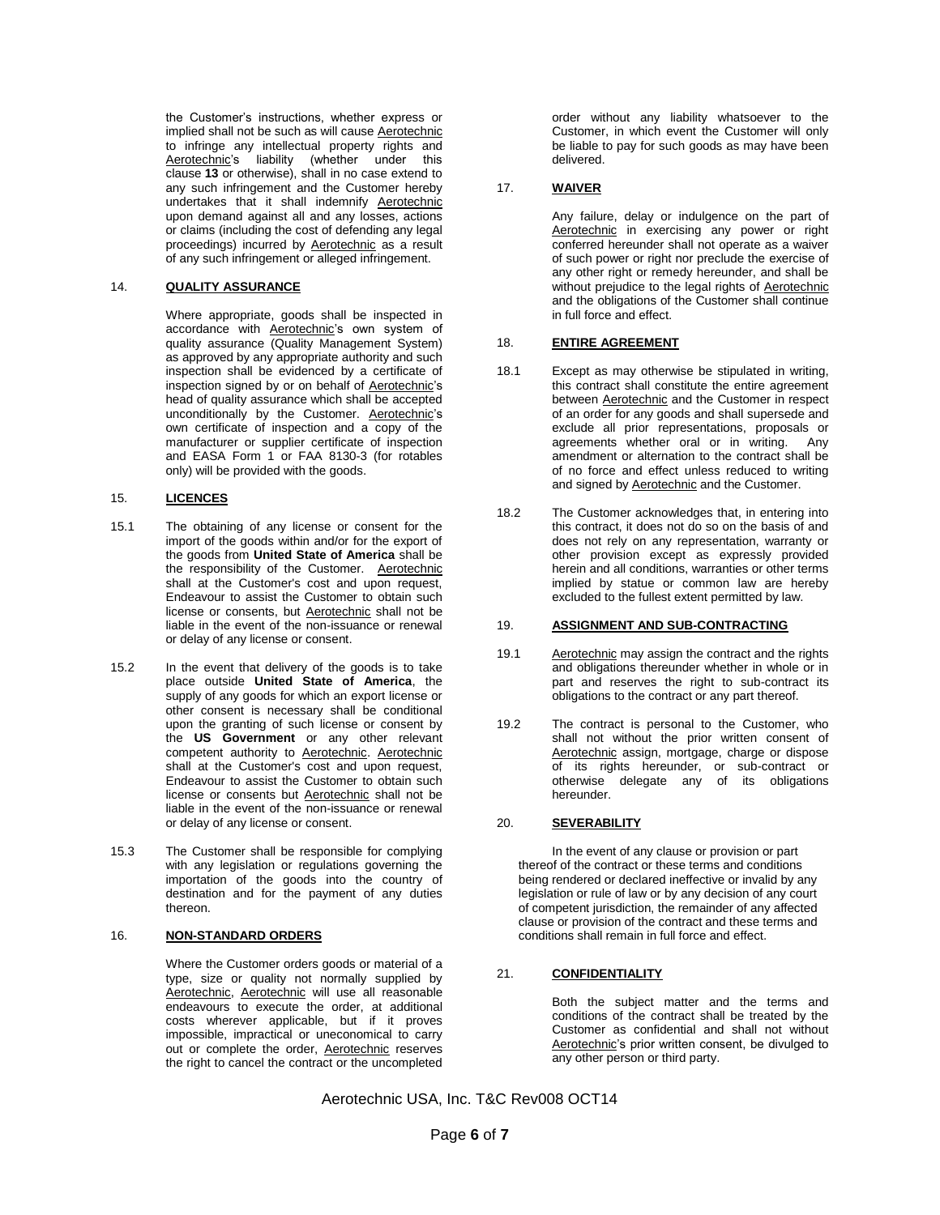the Customer's instructions, whether express or implied shall not be such as will cause Aerotechnic to infringe any intellectual property rights and Aerotechnic's liability (whether under this clause **13** or otherwise), shall in no case extend to any such infringement and the Customer hereby undertakes that it shall indemnify Aerotechnic upon demand against all and any losses, actions or claims (including the cost of defending any legal proceedings) incurred by Aerotechnic as a result of any such infringement or alleged infringement.

## 14. QUALITY ASSURANCE

Where appropriate, goods shall be inspected in accordance with Aerotechnic's own system of quality assurance (Quality Management System) as approved by any appropriate authority and such inspection shall be evidenced by a certificate of inspection signed by or on behalf of Aerotechnic's head of quality assurance which shall be accepted unconditionally by the Customer. Aerotechnic's own certificate of inspection and a copy of the manufacturer or supplier certificate of inspection and EASA Form 1 or FAA 8130-3 (for rotables only) will be provided with the goods.

## 15. LICENCES

15.1 The obtaining of any license or consent for the import of the goods within and/or for the export of the goods from **United State of America** shall be the responsibility of the Customer. Aerotechnic shall at the Customer's cost and upon request, Endeavour to assist the Customer to obtain such license or consents, but Aerotechnic shall not be liable in the event of the non-issuance or renewal or delay of any license or consent.

15.2 In the event that delivery of the goods is to take place outside **United State of America**, the supply of any goods for which an export license or other consent is necessary shall be conditional upon the granting of such license or consent by the **US Government** or any other relevant competent authority to Aerotechnic. Aerotechnic shall at the Customer's cost and upon request, Endeavour to assist the Customer to obtain such license or consents but Aerotechnic shall not be liable in the event of the non-issuance or renewal or delay of any license or consent.

15.3 The Customer shall be responsible for complying with any legislation or regulations governing the importation of the goods into the country of destination and for the payment of any duties thereon.

## 16. NON-STANDARD ORDERS

Where the Customer orders goods or material of a type, size or quality not normally supplied by Aerotechnic, Aerotechnic will use all reasonable endeavours to execute the order, at additional costs wherever applicable, but if it proves impossible, impractical or uneconomical to carry out or complete the order, Aerotechnic reserves the right to cancel the contract or the uncompleted order without any liability whatsoever to the Customer, in which event the Customer will only be liable to pay for such goods as may have been delivered.

## 17. WAIVER

Any failure, delay or indulgence on the part of Aerotechnic in exercising any power or right conferred hereunder shall not operate as a waiver of such power or right nor preclude the exercise of any other right or remedy hereunder, and shall be without prejudice to the legal rights of Aerotechnic and the obligations of the Customer shall continue in full force and effect.

## 18. ENTIRE AGREEMENT

18.1 Except as may otherwise be stipulated in writing, this contract shall constitute the entire agreement between Aerotechnic and the Customer in respect of an order for any goods and shall supersede and exclude all prior representations, proposals or agreements whether oral or in writing. Any amendment or alternation to the contract shall be of no force and effect unless reduced to writing and signed by Aerotechnic and the Customer.

18.2 The Customer acknowledges that, in entering into this contract, it does not do so on the basis of and does not rely on any representation, warranty or other provision except as expressly provided herein and all conditions, warranties or other terms implied by statue or common law are hereby excluded to the fullest extent permitted by law.

## 19. ASSIGNMENT AND SUB-CONTRACTING

19.1 Aerotechnic may assign the contract and the rights and obligations thereunder whether in whole or in part and reserves the right to sub-contract its obligations to the contract or any part thereof.

19.2 The contract is personal to the Customer, who shall not without the prior written consent of Aerotechnic assign, mortgage, charge or dispose of its rights hereunder, or sub-contract or otherwise delegate any of its obligations hereunder.

## 20. SEVERABILITY

In the event of any clause or provision or part thereof of the contract or these terms and conditions being rendered or declared ineffective or invalid by any legislation or rule of law or by any decision of any court of competent jurisdiction, the remainder of any affected clause or provision of the contract and these terms and conditions shall remain in full force and effect.

## 21. CONFIDENTIALITY

Both the subject matter and the terms and conditions of the contract shall be treated by the Customer as confidential and shall not without Aerotechnic's prior written consent, be divulged to any other person or third party.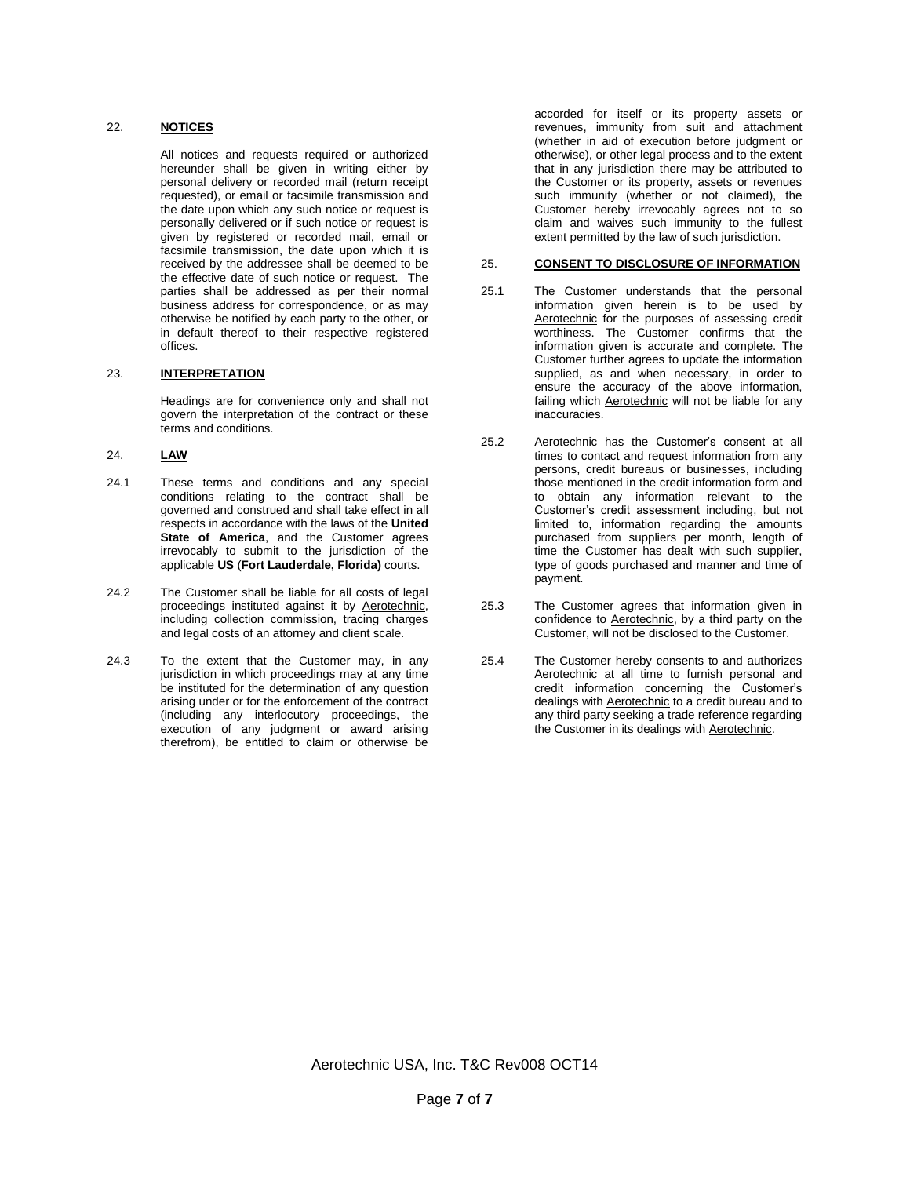## 22. **NOTICES**

All notices and requests required or authorized hereunder shall be given in writing either by personal delivery or recorded mail (return receipt requested), or email or facsimile transmission and the date upon which any such notice or request is personally delivered or if such notice or request is given by registered or recorded mail, email or facsimile transmission, the date upon which it is received by the addressee shall be deemed to be the effective date of such notice or request. The parties shall be addressed as per their normal business address for correspondence, or as may otherwise be notified by each party to the other, or in default thereof to their respective registered offices.

## 23. **INTERPRETATION**

Headings are for convenience only and shall not govern the interpretation of the contract or these terms and conditions.

## 24. **LAW**

24.1 These terms and conditions and any special conditions relating to the contract shall be governed and construed and shall take effect in all respects in accordance with the laws of the **United State of America**, and the Customer agrees irrevocably to submit to the jurisdiction of the applicable **US** (**Fort Lauderdale, Florida)** courts.

24.2 The Customer shall be liable for all costs of legal proceedings instituted against it by Aerotechnic, including collection commission, tracing charges and legal costs of an attorney and client scale.

24.3 To the extent that the Customer may, in any jurisdiction in which proceedings may at any time be instituted for the determination of any question arising under or for the enforcement of the contract (including any interlocutory proceedings, the execution of any judgment or award arising therefrom), be entitled to claim or otherwise be accorded for itself or its property assets or revenues, immunity from suit and attachment (whether in aid of execution before judgment or otherwise), or other legal process and to the extent that in any jurisdiction there may be attributed to the Customer or its property, assets or revenues such immunity (whether or not claimed), the Customer hereby irrevocably agrees not to so claim and waives such immunity to the fullest extent permitted by the law of such jurisdiction.

## 25. **CONSENT TO DISCLOSURE OF INFORMATION**

25.1 The Customer understands that the personal information given herein is to be used by Aerotechnic for the purposes of assessing credit worthiness. The Customer confirms that the information given is accurate and complete. The Customer further agrees to update the information supplied, as and when necessary, in order to ensure the accuracy of the above information, failing which Aerotechnic will not be liable for any inaccuracies.

25.2 Aerotechnic has the Customer's consent at all times to contact and request information from any persons, credit bureaus or businesses, including those mentioned in the credit information form and to obtain any information relevant to the Customer's credit assessment including, but not limited to, information regarding the amounts purchased from suppliers per month, length of time the Customer has dealt with such supplier, type of goods purchased and manner and time of payment.

25.3 The Customer agrees that information given in confidence to Aerotechnic, by a third party on the Customer, will not be disclosed to the Customer.

25.4 The Customer hereby consents to and authorizes Aerotechnic at all time to furnish personal and credit information concerning the Customer's dealings with Aerotechnic to a credit bureau and to any third party seeking a trade reference regarding the Customer in its dealings with Aerotechnic.